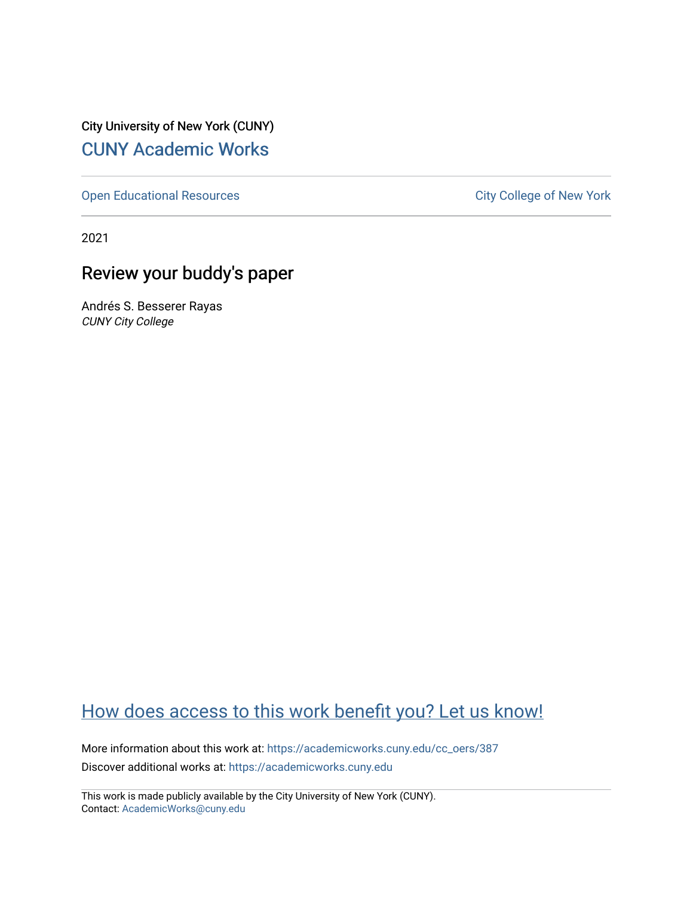City University of New York (CUNY)

CUNY Academic Works

Open Educational Resources

City College of New York

2021

# Review your buddy's paper

Andrés S. Besserer Rayas
*CUNY City College*

How does access to this work benefit you? Let us know!

More information about this work at: https://academicworks.cuny.edu/cc_oers/387

Discover additional works at: https://academicworks.cuny.edu

This work is made publicly available by the City University of New York (CUNY).
Contact: AcademicWorks@cuny.edu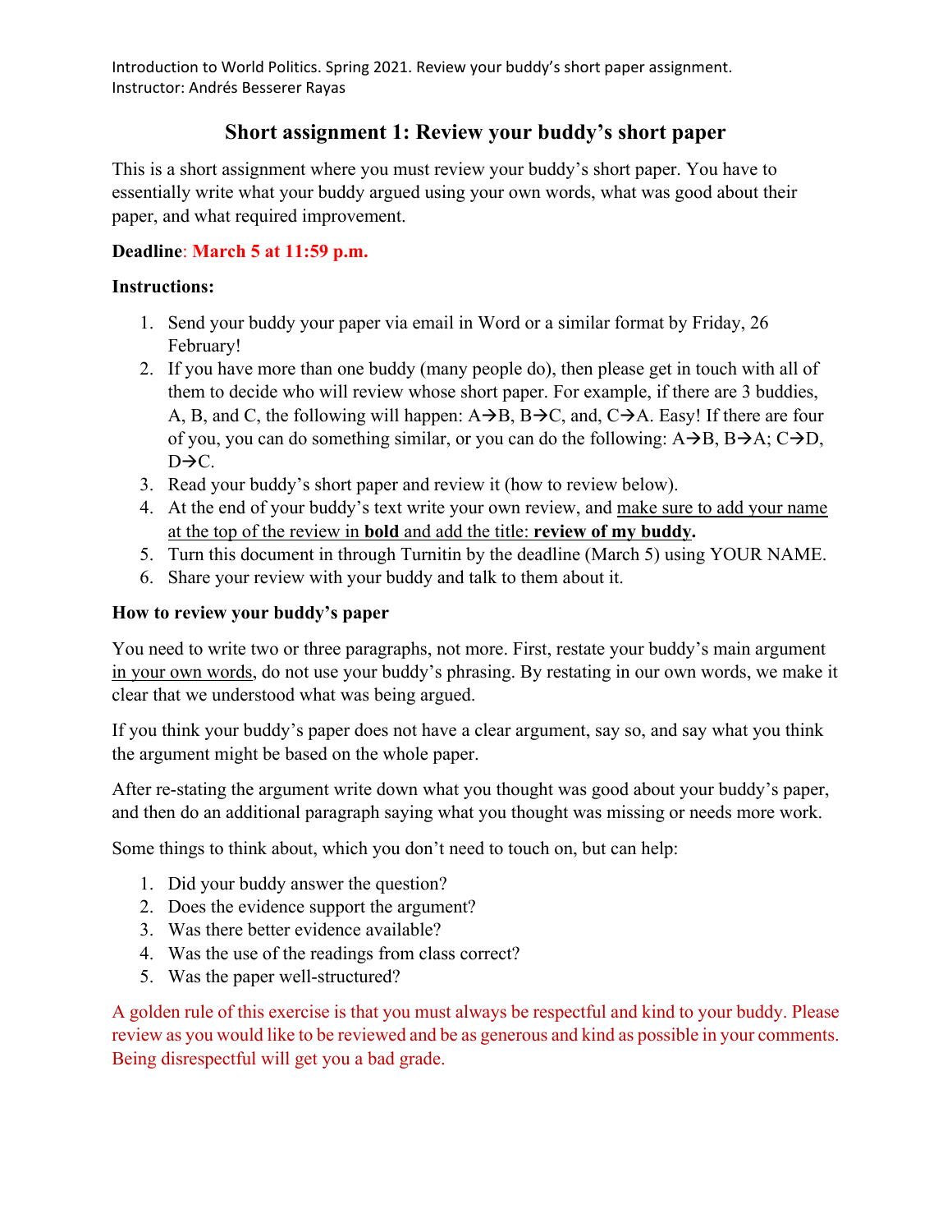Introduction to World Politics. Spring 2021. Review your buddy's short paper assignment.
Instructor: Andrés Besserer Rayas

# Short assignment 1: Review your buddy's short paper

This is a short assignment where you must review your buddy's short paper. You have to essentially write what your buddy argued using your own words, what was good about their paper, and what required improvement.

**Deadline**: **March 5 at 11:59 p.m.**

**Instructions:**

1. Send your buddy your paper via email in Word or a similar format by Friday, 26 February!
2. If you have more than one buddy (many people do), then please get in touch with all of them to decide who will review whose short paper. For example, if there are 3 buddies, A, B, and C, the following will happen: A→B, B→C, and, C→A. Easy! If there are four of you, you can do something similar, or you can do the following: A→B, B→A; C→D, D→C.
3. Read your buddy's short paper and review it (how to review below).
4. At the end of your buddy's text write your own review, and make sure to add your name at the top of the review in **bold** and add the title: **review of my buddy.**
5. Turn this document in through Turnitin by the deadline (March 5) using YOUR NAME.
6. Share your review with your buddy and talk to them about it.

**How to review your buddy's paper**

You need to write two or three paragraphs, not more. First, restate your buddy's main argument in your own words, do not use your buddy's phrasing. By restating in our own words, we make it clear that we understood what was being argued.

If you think your buddy's paper does not have a clear argument, say so, and say what you think the argument might be based on the whole paper.

After re-stating the argument write down what you thought was good about your buddy's paper, and then do an additional paragraph saying what you thought was missing or needs more work.

Some things to think about, which you don't need to touch on, but can help:

1. Did your buddy answer the question?
2. Does the evidence support the argument?
3. Was there better evidence available?
4. Was the use of the readings from class correct?
5. Was the paper well-structured?

A golden rule of this exercise is that you must always be respectful and kind to your buddy. Please review as you would like to be reviewed and be as generous and kind as possible in your comments. Being disrespectful will get you a bad grade.